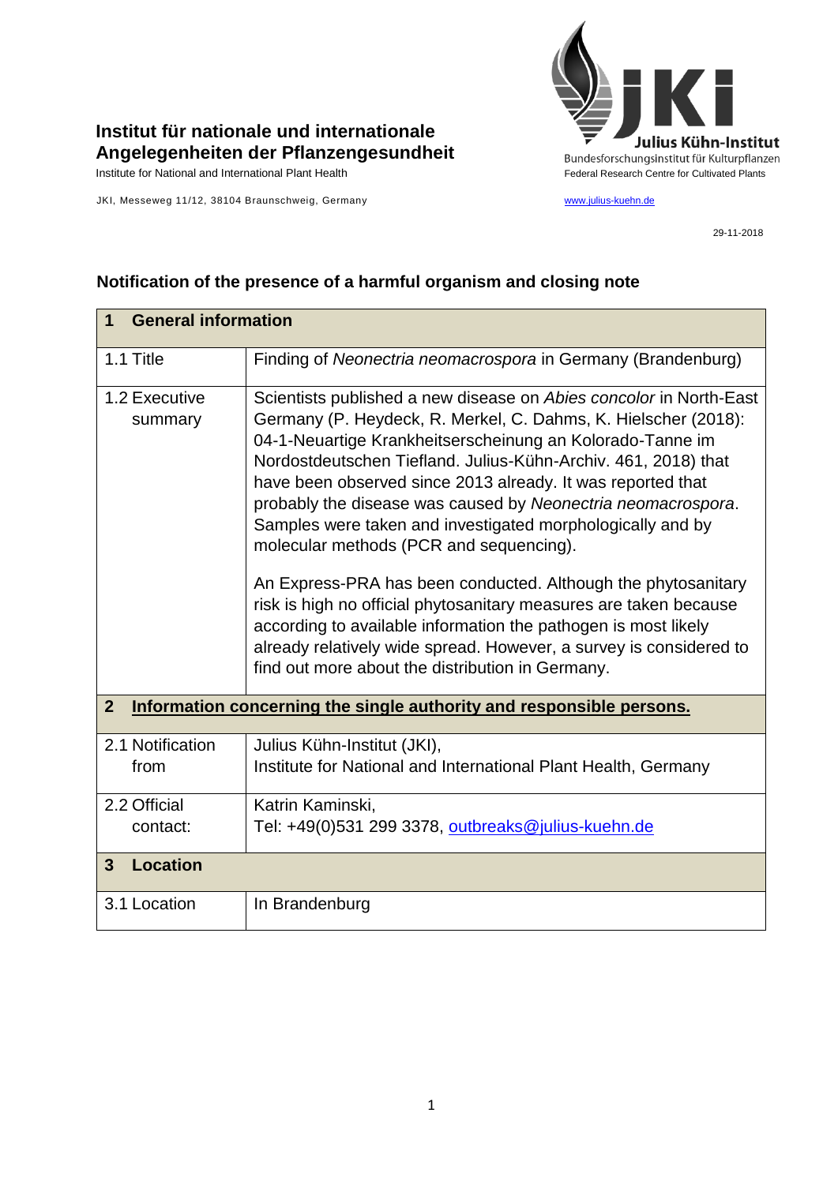**Institut für nationale und internationale Angelegenheiten der Pflanzengesundheit**
Institute for National and International Plant Health

JKI, Messeweg 11/12, 38104 Braunschweig, Germany

**Julius Kühn-Institut**
Bundesforschungsinstitut für Kulturpflanzen
Federal Research Centre for Cultivated Plants

www.julius-kuehn.de

29-11-2018

## Notification of the presence of a harmful organism and closing note

| **1 General information** | |
|---|---|
| 1.1 Title | Finding of *Neonectria neomacrospora* in Germany (Brandenburg) |
| 1.2 Executive summary | Scientists published a new disease on *Abies concolor* in North-East Germany (P. Heydeck, R. Merkel, C. Dahms, K. Hielscher (2018): 04-1-Neuartige Krankheitserscheinung an Kolorado-Tanne im Nordostdeutschen Tiefland. Julius-Kühn-Archiv. 461, 2018) that have been observed since 2013 already. It was reported that probably the disease was caused by *Neonectria neomacrospora*. Samples were taken and investigated morphologically and by molecular methods (PCR and sequencing).<br><br>An Express-PRA has been conducted. Although the phytosanitary risk is high no official phytosanitary measures are taken because according to available information the pathogen is most likely already relatively wide spread. However, a survey is considered to find out more about the distribution in Germany. |
| **2 Information concerning the single authority and responsible persons.** | |
| 2.1 Notification from | Julius Kühn-Institut (JKI),<br>Institute for National and International Plant Health, Germany |
| 2.2 Official contact: | Katrin Kaminski,<br>Tel: +49(0)531 299 3378, outbreaks@julius-kuehn.de |
| **3 Location** | |
| 3.1 Location | In Brandenburg |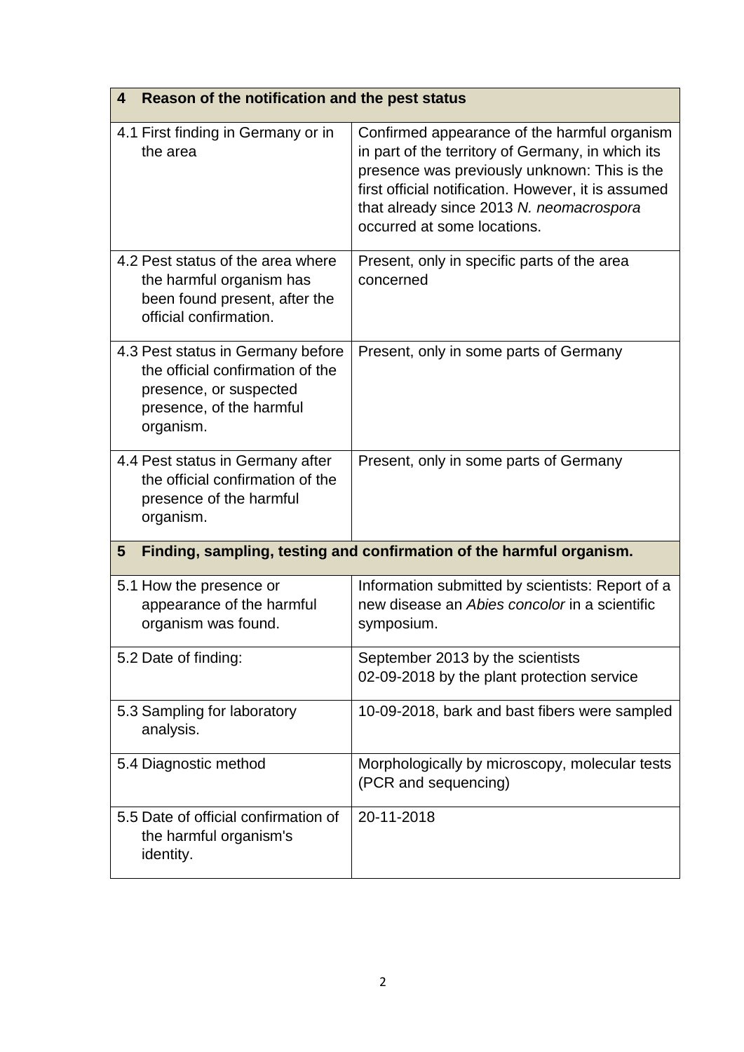| **4 Reason of the notification and the pest status** | |
|---|---|
| 4.1 First finding in Germany or in the area | Confirmed appearance of the harmful organism in part of the territory of Germany, in which its presence was previously unknown: This is the first official notification. However, it is assumed that already since 2013 *N. neomacrospora* occurred at some locations. |
| 4.2 Pest status of the area where the harmful organism has been found present, after the official confirmation. | Present, only in specific parts of the area concerned |
| 4.3 Pest status in Germany before the official confirmation of the presence, or suspected presence, of the harmful organism. | Present, only in some parts of Germany |
| 4.4 Pest status in Germany after the official confirmation of the presence of the harmful organism. | Present, only in some parts of Germany |
| **5 Finding, sampling, testing and confirmation of the harmful organism.** | |
| 5.1 How the presence or appearance of the harmful organism was found. | Information submitted by scientists: Report of a new disease an *Abies concolor* in a scientific symposium. |
| 5.2 Date of finding: | September 2013 by the scientists<br>02-09-2018 by the plant protection service |
| 5.3 Sampling for laboratory analysis. | 10-09-2018, bark and bast fibers were sampled |
| 5.4 Diagnostic method | Morphologically by microscopy, molecular tests (PCR and sequencing) |
| 5.5 Date of official confirmation of the harmful organism's identity. | 20-11-2018 |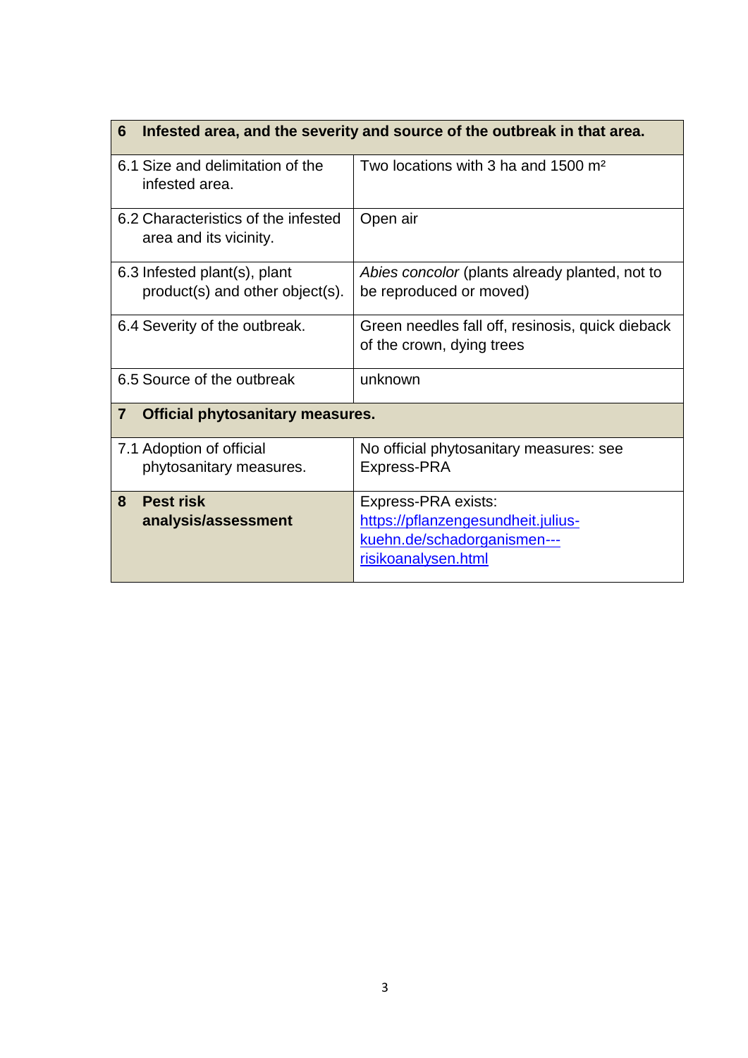| | |
|---|---|
| **6 Infested area, and the severity and source of the outbreak in that area.** | |
| 6.1 Size and delimitation of the infested area. | Two locations with 3 ha and 1500 m² |
| 6.2 Characteristics of the infested area and its vicinity. | Open air |
| 6.3 Infested plant(s), plant product(s) and other object(s). | *Abies concolor* (plants already planted, not to be reproduced or moved) |
| 6.4 Severity of the outbreak. | Green needles fall off, resinosis, quick dieback of the crown, dying trees |
| 6.5 Source of the outbreak | unknown |
| **7 Official phytosanitary measures.** | |
| 7.1 Adoption of official phytosanitary measures. | No official phytosanitary measures: see Express-PRA |
| **8 Pest risk analysis/assessment** | Express-PRA exists: [https://pflanzengesundheit.julius-kuehn.de/schadorganismen---risikoanalysen.html](https://pflanzengesundheit.julius-kuehn.de/schadorganismen---risikoanalysen.html) |